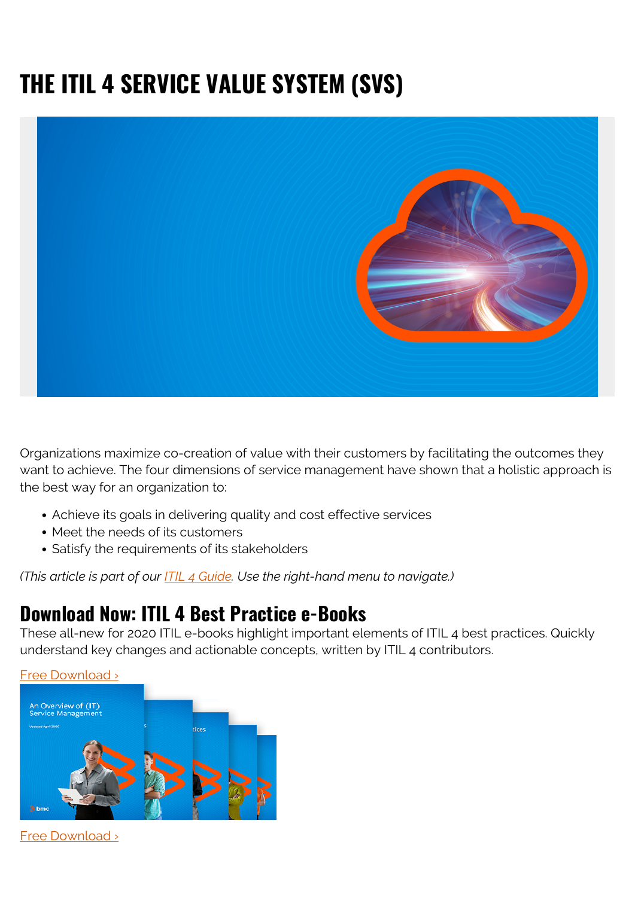# THE ITIL 4 SERVICE VALUE SYSTEM (SVS)

Organizations maximize co-creation of value with their customers by facilitating the outcomes they want to achieve. The four dimensions of service management have shown that a holistic approach is the best way for an organization to:

- Achieve its goals in delivering quality and cost effective services
- Meet the needs of its customers
- Satisfy the requirements of its stakeholders

*(This article is part of our ITIL 4 Guide. Use the right-hand menu to navigate.)*

## Download Now: ITIL 4 Best Practice e-Books

These all-new for 2020 ITIL e-books highlight important elements of ITIL 4 best practices. Quickly understand key changes and actionable concepts, written by ITIL 4 contributors.

Free Download ›

Free Download ›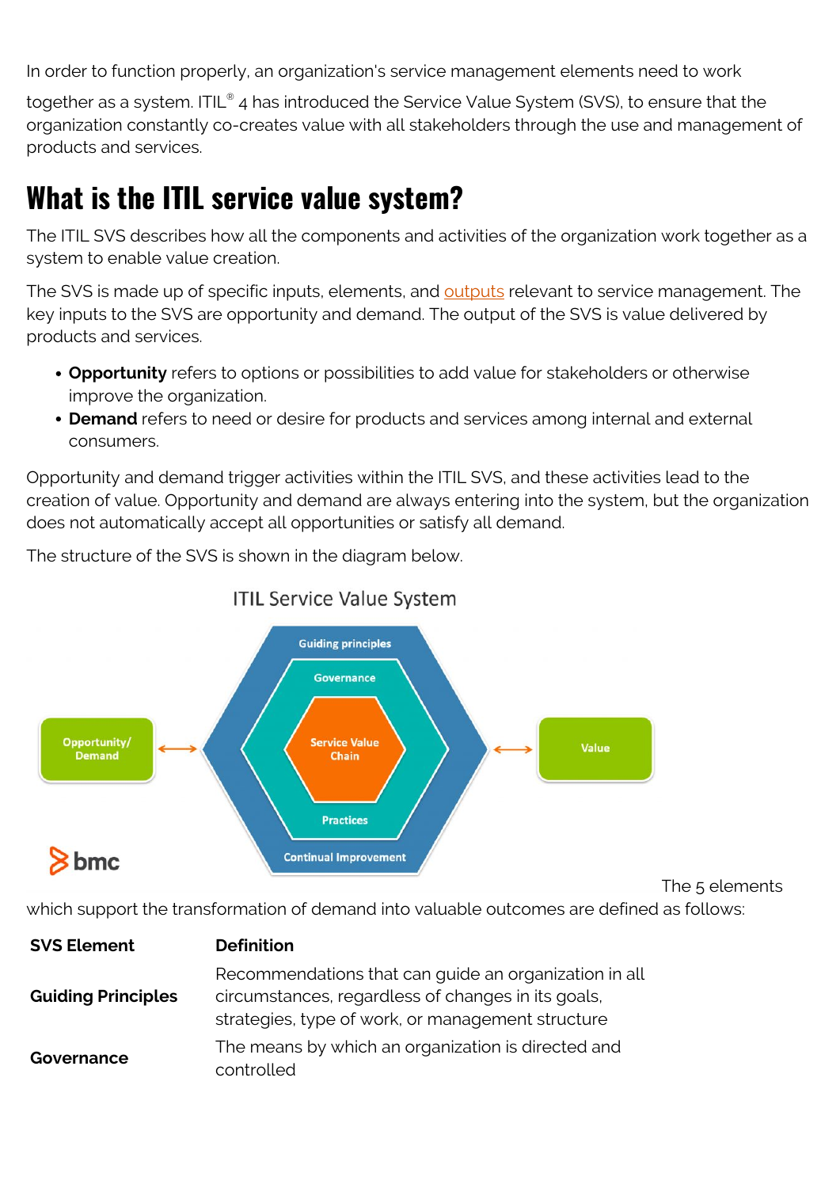In order to function properly, an organization's service management elements need to work together as a system. ITIL® 4 has introduced the Service Value System (SVS), to ensure that the organization constantly co-creates value with all stakeholders through the use and management of products and services.

## What is the ITIL service value system?

The ITIL SVS describes how all the components and activities of the organization work together as a system to enable value creation.

The SVS is made up of specific inputs, elements, and outputs relevant to service management. The key inputs to the SVS are opportunity and demand. The output of the SVS is value delivered by products and services.

- **Opportunity** refers to options or possibilities to add value for stakeholders or otherwise improve the organization.
- **Demand** refers to need or desire for products and services among internal and external consumers.

Opportunity and demand trigger activities within the ITIL SVS, and these activities lead to the creation of value. Opportunity and demand are always entering into the system, but the organization does not automatically accept all opportunities or satisfy all demand.

The structure of the SVS is shown in the diagram below.

ITIL Service Value System

The 5 elements which support the transformation of demand into valuable outcomes are defined as follows:

| SVS Element | Definition |
|---|---|
| **Guiding Principles** | Recommendations that can guide an organization in all circumstances, regardless of changes in its goals, strategies, type of work, or management structure |
| **Governance** | The means by which an organization is directed and controlled |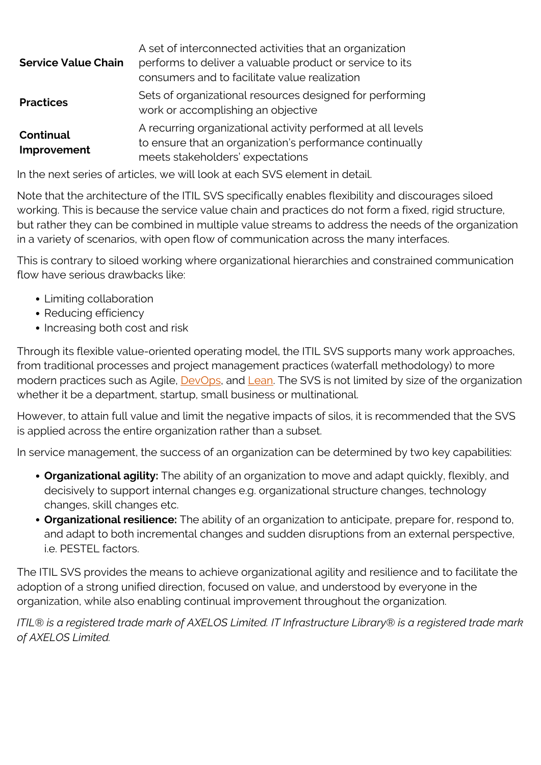| | |
|---|---|
| **Service Value Chain** | A set of interconnected activities that an organization performs to deliver a valuable product or service to its consumers and to facilitate value realization |
| **Practices** | Sets of organizational resources designed for performing work or accomplishing an objective |
| **Continual Improvement** | A recurring organizational activity performed at all levels to ensure that an organization's performance continually meets stakeholders' expectations |

In the next series of articles, we will look at each SVS element in detail.

Note that the architecture of the ITIL SVS specifically enables flexibility and discourages siloed working. This is because the service value chain and practices do not form a fixed, rigid structure, but rather they can be combined in multiple value streams to address the needs of the organization in a variety of scenarios, with open flow of communication across the many interfaces.

This is contrary to siloed working where organizational hierarchies and constrained communication flow have serious drawbacks like:

- Limiting collaboration
- Reducing efficiency
- Increasing both cost and risk

Through its flexible value-oriented operating model, the ITIL SVS supports many work approaches, from traditional processes and project management practices (waterfall methodology) to more modern practices such as Agile, DevOps, and Lean. The SVS is not limited by size of the organization whether it be a department, startup, small business or multinational.

However, to attain full value and limit the negative impacts of silos, it is recommended that the SVS is applied across the entire organization rather than a subset.

In service management, the success of an organization can be determined by two key capabilities:

- **Organizational agility:** The ability of an organization to move and adapt quickly, flexibly, and decisively to support internal changes e.g. organizational structure changes, technology changes, skill changes etc.
- **Organizational resilience:** The ability of an organization to anticipate, prepare for, respond to, and adapt to both incremental changes and sudden disruptions from an external perspective, i.e. PESTEL factors.

The ITIL SVS provides the means to achieve organizational agility and resilience and to facilitate the adoption of a strong unified direction, focused on value, and understood by everyone in the organization, while also enabling continual improvement throughout the organization.

*ITIL® is a registered trade mark of AXELOS Limited. IT Infrastructure Library® is a registered trade mark of AXELOS Limited.*